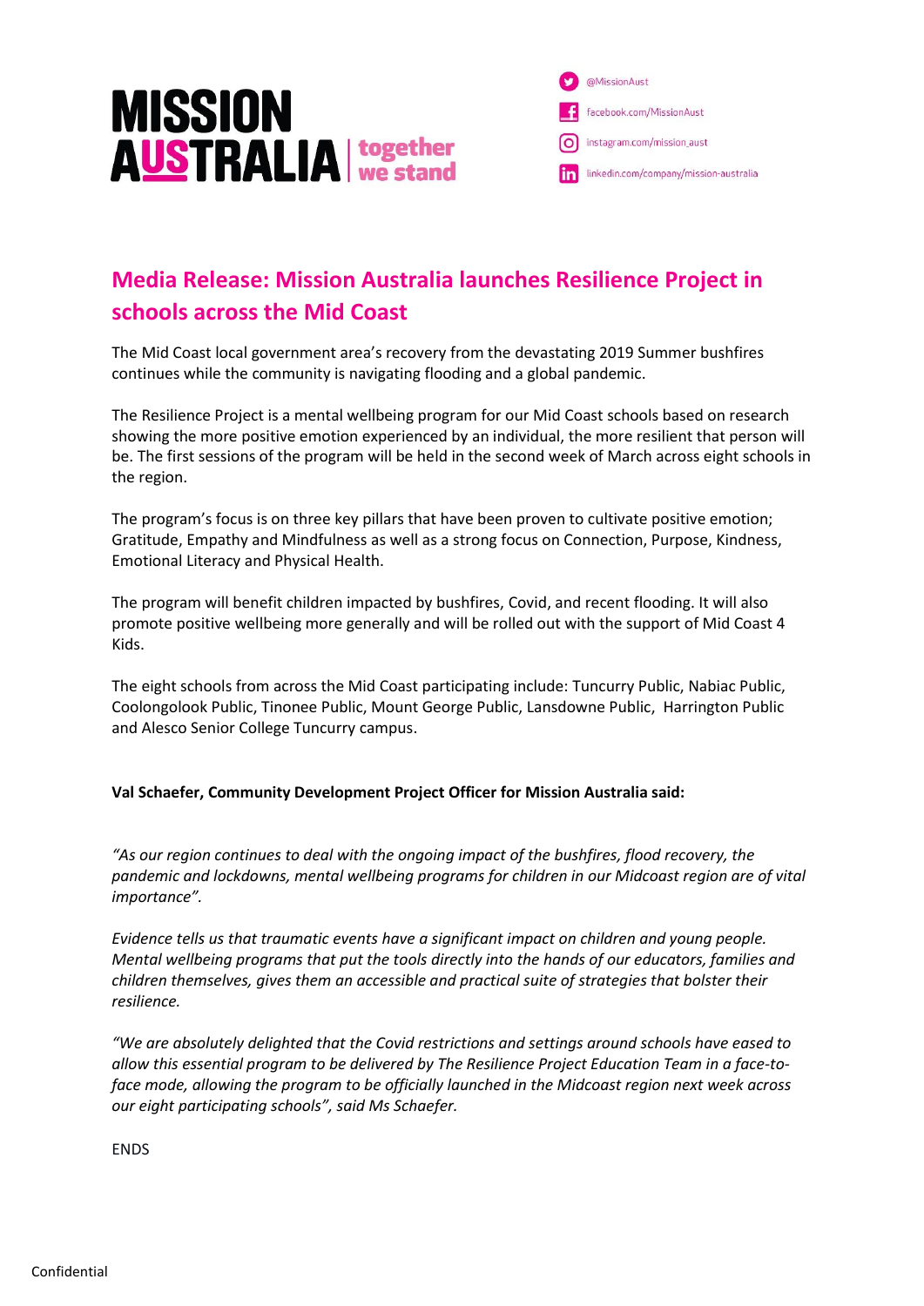MISSION AUSTRALIA | together we stand

@MissionAust
facebook.com/MissionAust
instagram.com/mission_aust
linkedin.com/company/mission-australia

# Media Release: Mission Australia launches Resilience Project in schools across the Mid Coast

The Mid Coast local government area's recovery from the devastating 2019 Summer bushfires continues while the community is navigating flooding and a global pandemic.

The Resilience Project is a mental wellbeing program for our Mid Coast schools based on research showing the more positive emotion experienced by an individual, the more resilient that person will be. The first sessions of the program will be held in the second week of March across eight schools in the region.

The program's focus is on three key pillars that have been proven to cultivate positive emotion; Gratitude, Empathy and Mindfulness as well as a strong focus on Connection, Purpose, Kindness, Emotional Literacy and Physical Health.

The program will benefit children impacted by bushfires, Covid, and recent flooding. It will also promote positive wellbeing more generally and will be rolled out with the support of Mid Coast 4 Kids.

The eight schools from across the Mid Coast participating include: Tuncurry Public, Nabiac Public, Coolongolook Public, Tinonee Public, Mount George Public, Lansdowne Public, Harrington Public and Alesco Senior College Tuncurry campus.

**Val Schaefer, Community Development Project Officer for Mission Australia said:**

*"As our region continues to deal with the ongoing impact of the bushfires, flood recovery, the pandemic and lockdowns, mental wellbeing programs for children in our Midcoast region are of vital importance".*

*Evidence tells us that traumatic events have a significant impact on children and young people. Mental wellbeing programs that put the tools directly into the hands of our educators, families and children themselves, gives them an accessible and practical suite of strategies that bolster their resilience.*

*"We are absolutely delighted that the Covid restrictions and settings around schools have eased to allow this essential program to be delivered by The Resilience Project Education Team in a face-to-face mode, allowing the program to be officially launched in the Midcoast region next week across our eight participating schools", said Ms Schaefer.*

ENDS

Confidential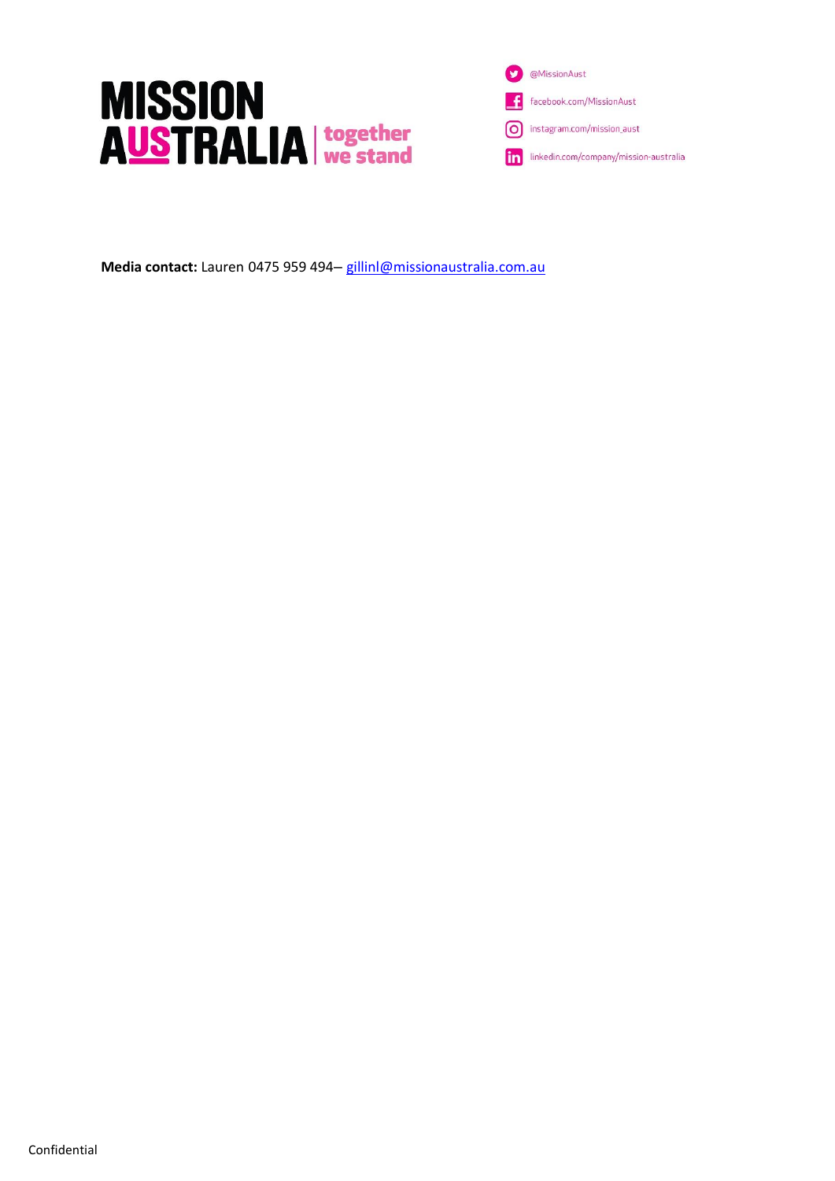# MISSION AUSTRALIA | together we stand

@MissionAust

facebook.com/MissionAust

instagram.com/mission_aust

linkedin.com/company/mission-australia

**Media contact:** Lauren 0475 959 494– gillinl@missionaustralia.com.au

Confidential